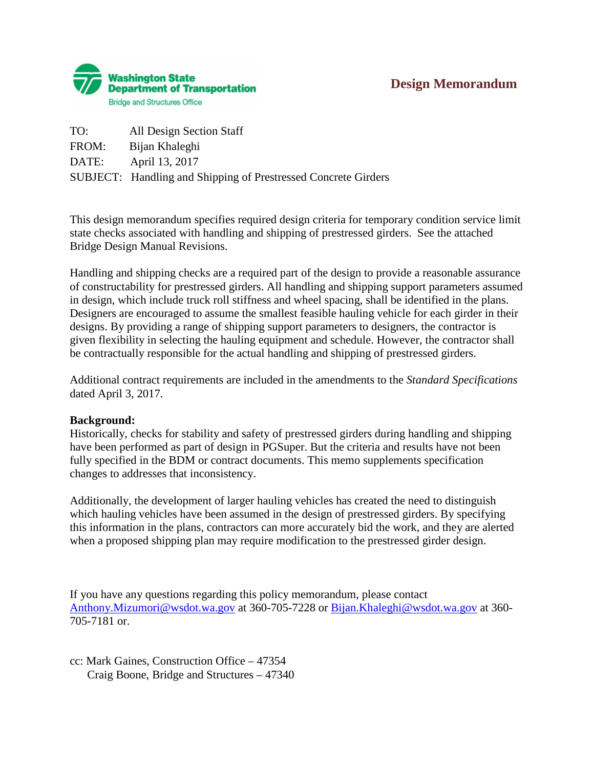Washington State Department of Transportation
Bridge and Structures Office

# Design Memorandum

TO: All Design Section Staff
FROM: Bijan Khaleghi
DATE: April 13, 2017
SUBJECT: Handling and Shipping of Prestressed Concrete Girders

This design memorandum specifies required design criteria for temporary condition service limit state checks associated with handling and shipping of prestressed girders. See the attached Bridge Design Manual Revisions.

Handling and shipping checks are a required part of the design to provide a reasonable assurance of constructability for prestressed girders. All handling and shipping support parameters assumed in design, which include truck roll stiffness and wheel spacing, shall be identified in the plans. Designers are encouraged to assume the smallest feasible hauling vehicle for each girder in their designs. By providing a range of shipping support parameters to designers, the contractor is given flexibility in selecting the hauling equipment and schedule. However, the contractor shall be contractually responsible for the actual handling and shipping of prestressed girders.

Additional contract requirements are included in the amendments to the *Standard Specifications* dated April 3, 2017.

**Background:**
Historically, checks for stability and safety of prestressed girders during handling and shipping have been performed as part of design in PGSuper. But the criteria and results have not been fully specified in the BDM or contract documents. This memo supplements specification changes to addresses that inconsistency.

Additionally, the development of larger hauling vehicles has created the need to distinguish which hauling vehicles have been assumed in the design of prestressed girders. By specifying this information in the plans, contractors can more accurately bid the work, and they are alerted when a proposed shipping plan may require modification to the prestressed girder design.

If you have any questions regarding this policy memorandum, please contact Anthony.Mizumori@wsdot.wa.gov at 360-705-7228 or Bijan.Khaleghi@wsdot.wa.gov at 360-705-7181 or.

cc: Mark Gaines, Construction Office – 47354
Craig Boone, Bridge and Structures – 47340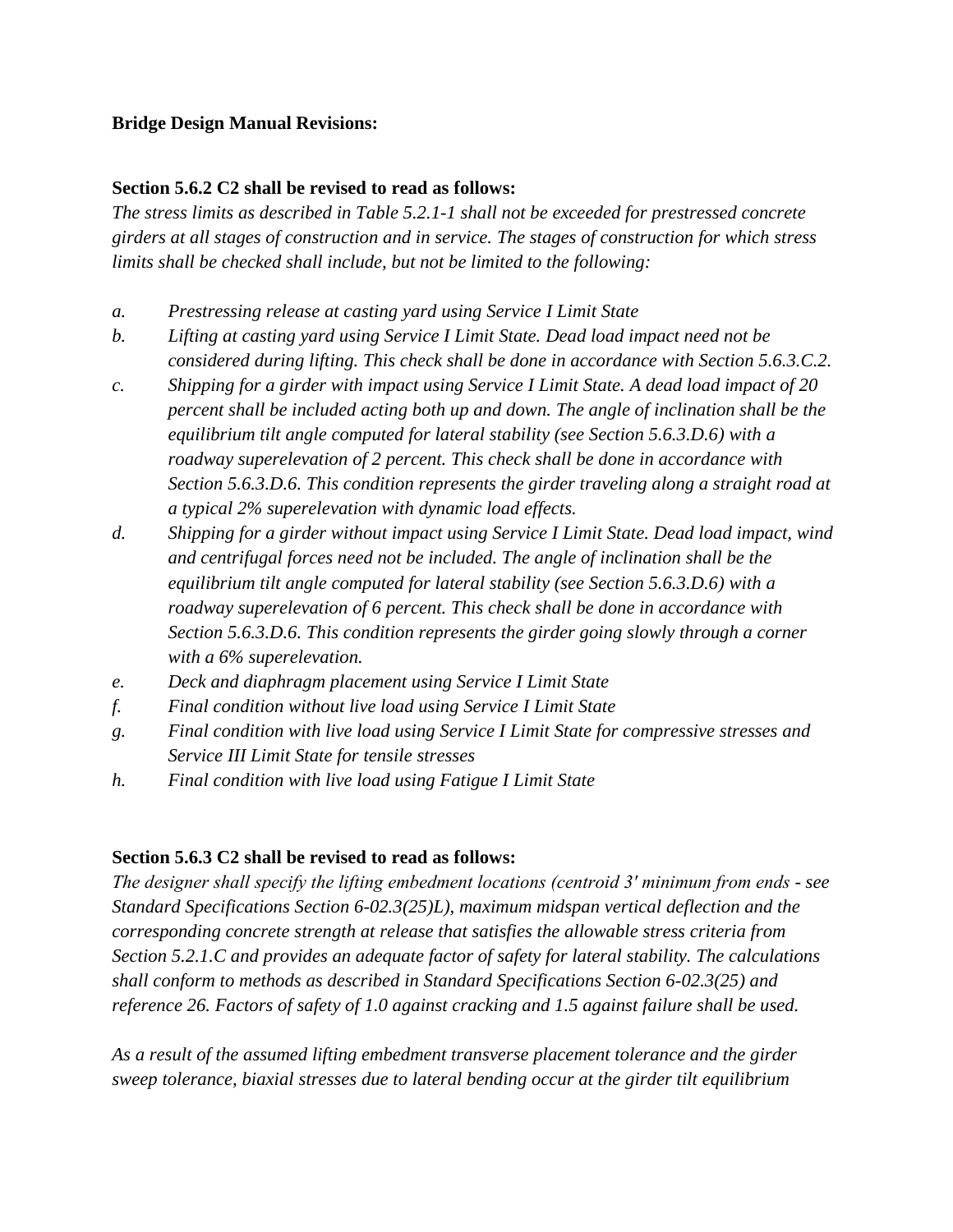**Bridge Design Manual Revisions:**

**Section 5.6.2 C2 shall be revised to read as follows:**

*The stress limits as described in Table 5.2.1-1 shall not be exceeded for prestressed concrete girders at all stages of construction and in service. The stages of construction for which stress limits shall be checked shall include, but not be limited to the following:*

- *a. Prestressing release at casting yard using Service I Limit State*
- *b. Lifting at casting yard using Service I Limit State. Dead load impact need not be considered during lifting. This check shall be done in accordance with Section 5.6.3.C.2.*
- *c. Shipping for a girder with impact using Service I Limit State. A dead load impact of 20 percent shall be included acting both up and down. The angle of inclination shall be the equilibrium tilt angle computed for lateral stability (see Section 5.6.3.D.6) with a roadway superelevation of 2 percent. This check shall be done in accordance with Section 5.6.3.D.6. This condition represents the girder traveling along a straight road at a typical 2% superelevation with dynamic load effects.*
- *d. Shipping for a girder without impact using Service I Limit State. Dead load impact, wind and centrifugal forces need not be included. The angle of inclination shall be the equilibrium tilt angle computed for lateral stability (see Section 5.6.3.D.6) with a roadway superelevation of 6 percent. This check shall be done in accordance with Section 5.6.3.D.6. This condition represents the girder going slowly through a corner with a 6% superelevation.*
- *e. Deck and diaphragm placement using Service I Limit State*
- *f. Final condition without live load using Service I Limit State*
- *g. Final condition with live load using Service I Limit State for compressive stresses and Service III Limit State for tensile stresses*
- *h. Final condition with live load using Fatigue I Limit State*

**Section 5.6.3 C2 shall be revised to read as follows:**

*The designer shall specify the lifting embedment locations (centroid 3' minimum from ends - see Standard Specifications Section 6-02.3(25)L), maximum midspan vertical deflection and the corresponding concrete strength at release that satisfies the allowable stress criteria from Section 5.2.1.C and provides an adequate factor of safety for lateral stability. The calculations shall conform to methods as described in Standard Specifications Section 6-02.3(25) and reference 26. Factors of safety of 1.0 against cracking and 1.5 against failure shall be used.*

*As a result of the assumed lifting embedment transverse placement tolerance and the girder sweep tolerance, biaxial stresses due to lateral bending occur at the girder tilt equilibrium*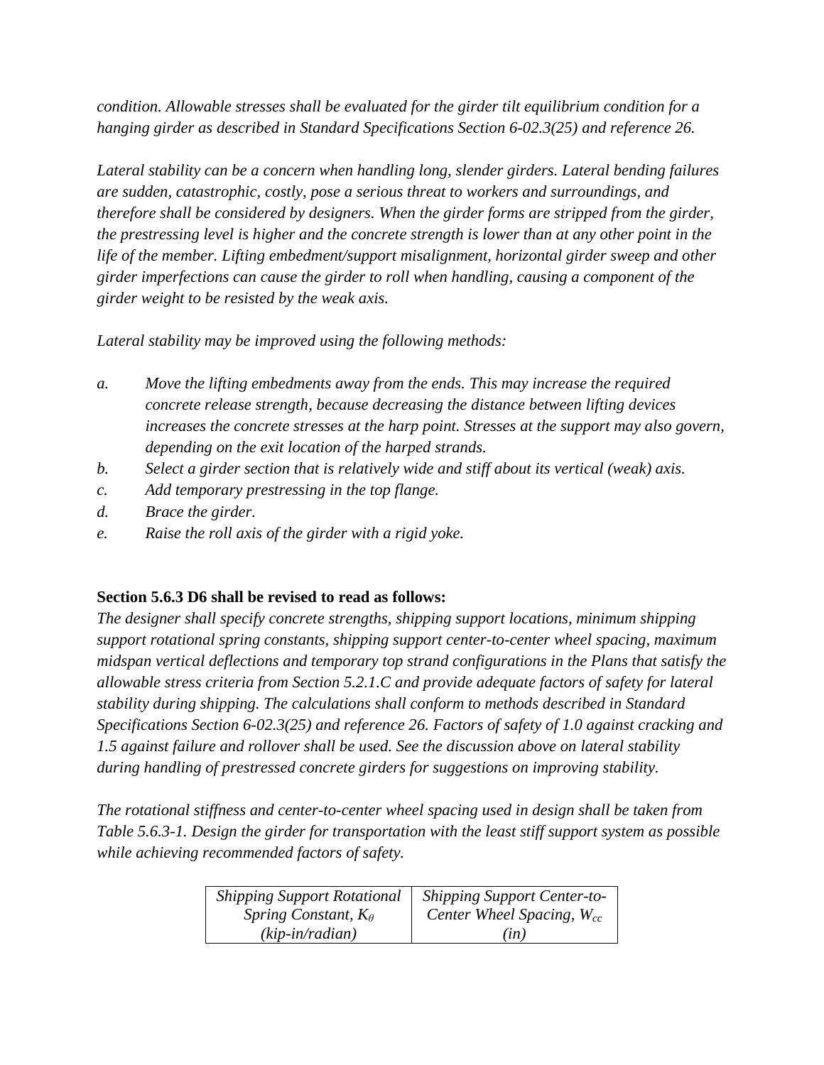*condition. Allowable stresses shall be evaluated for the girder tilt equilibrium condition for a hanging girder as described in Standard Specifications Section 6-02.3(25) and reference 26.*

*Lateral stability can be a concern when handling long, slender girders. Lateral bending failures are sudden, catastrophic, costly, pose a serious threat to workers and surroundings, and therefore shall be considered by designers. When the girder forms are stripped from the girder, the prestressing level is higher and the concrete strength is lower than at any other point in the life of the member. Lifting embedment/support misalignment, horizontal girder sweep and other girder imperfections can cause the girder to roll when handling, causing a component of the girder weight to be resisted by the weak axis.*

*Lateral stability may be improved using the following methods:*

*a. Move the lifting embedments away from the ends. This may increase the required concrete release strength, because decreasing the distance between lifting devices increases the concrete stresses at the harp point. Stresses at the support may also govern, depending on the exit location of the harped strands.*
*b. Select a girder section that is relatively wide and stiff about its vertical (weak) axis.*
*c. Add temporary prestressing in the top flange.*
*d. Brace the girder.*
*e. Raise the roll axis of the girder with a rigid yoke.*

**Section 5.6.3 D6 shall be revised to read as follows:**
*The designer shall specify concrete strengths, shipping support locations, minimum shipping support rotational spring constants, shipping support center-to-center wheel spacing, maximum midspan vertical deflections and temporary top strand configurations in the Plans that satisfy the allowable stress criteria from Section 5.2.1.C and provide adequate factors of safety for lateral stability during shipping. The calculations shall conform to methods described in Standard Specifications Section 6-02.3(25) and reference 26. Factors of safety of 1.0 against cracking and 1.5 against failure and rollover shall be used. See the discussion above on lateral stability during handling of prestressed concrete girders for suggestions on improving stability.*

*The rotational stiffness and center-to-center wheel spacing used in design shall be taken from Table 5.6.3-1. Design the girder for transportation with the least stiff support system as possible while achieving recommended factors of safety.*

| *Shipping Support Rotational Spring Constant, $K_\theta$ (kip-in/radian)* | *Shipping Support Center-to-Center Wheel Spacing, $W_{cc}$ (in)* |
|---|---|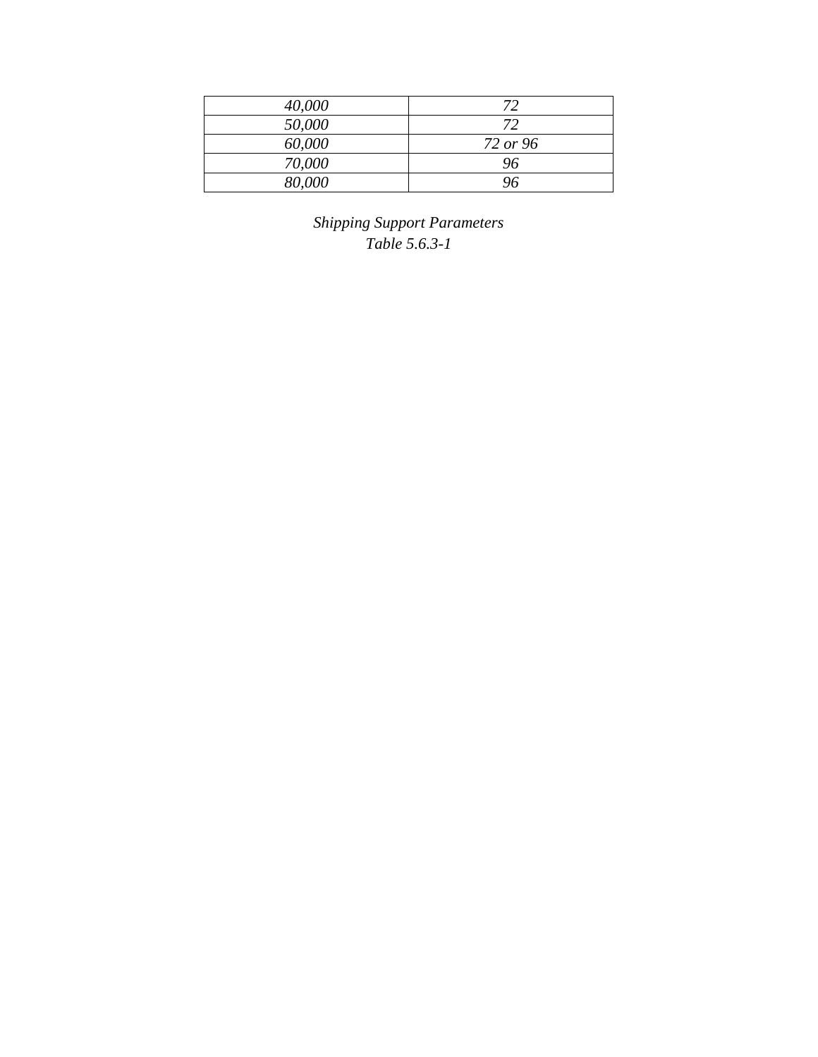| | |
|---|---|
| *40,000* | *72* |
| *50,000* | *72* |
| *60,000* | *72 or 96* |
| *70,000* | *96* |
| *80,000* | *96* |

*Shipping Support Parameters*
*Table 5.6.3-1*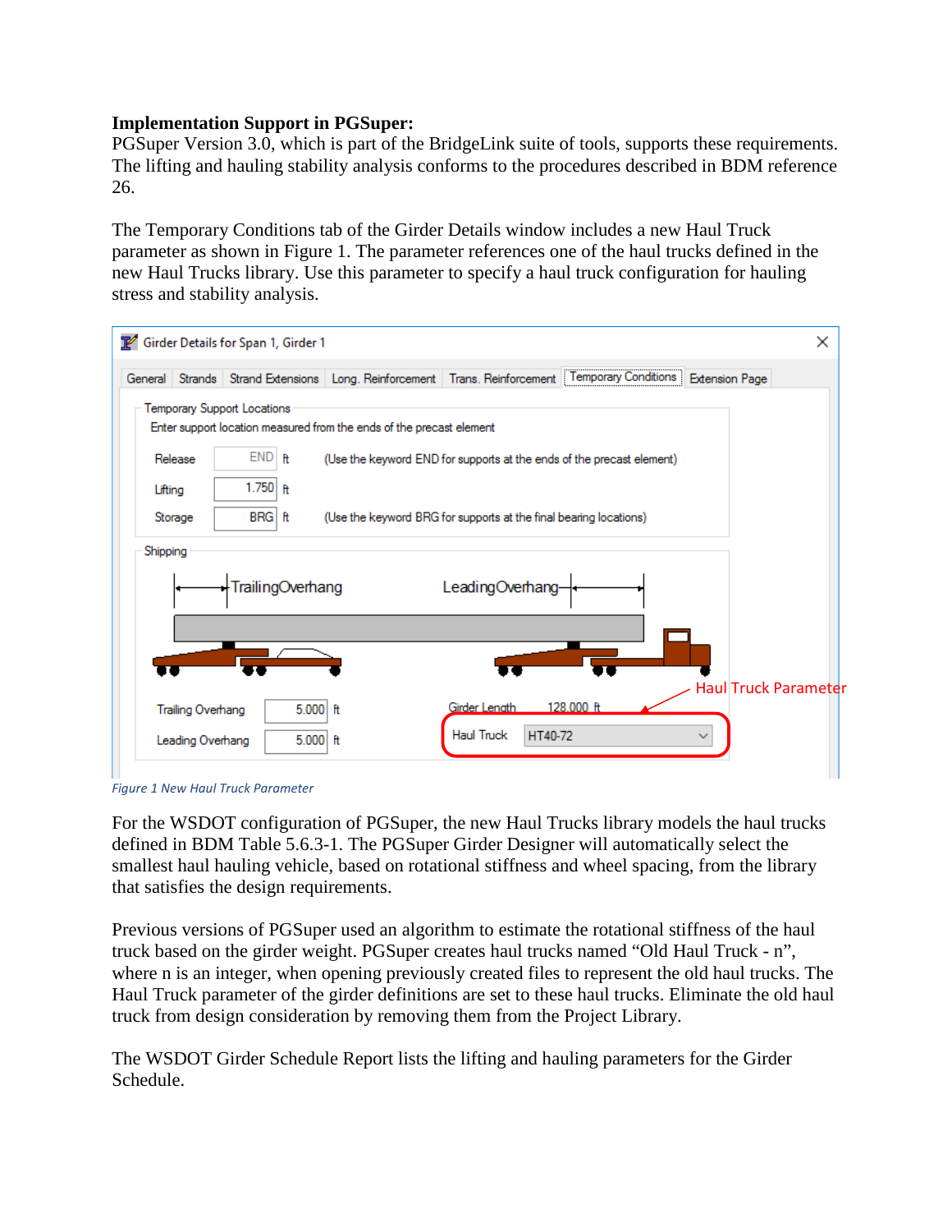**Implementation Support in PGSuper:**

PGSuper Version 3.0, which is part of the BridgeLink suite of tools, supports these requirements. The lifting and hauling stability analysis conforms to the procedures described in BDM reference 26.

The Temporary Conditions tab of the Girder Details window includes a new Haul Truck parameter as shown in Figure 1. The parameter references one of the haul trucks defined in the new Haul Trucks library. Use this parameter to specify a haul truck configuration for hauling stress and stability analysis.

*Figure 1 New Haul Truck Parameter*

For the WSDOT configuration of PGSuper, the new Haul Trucks library models the haul trucks defined in BDM Table 5.6.3-1. The PGSuper Girder Designer will automatically select the smallest haul hauling vehicle, based on rotational stiffness and wheel spacing, from the library that satisfies the design requirements.

Previous versions of PGSuper used an algorithm to estimate the rotational stiffness of the haul truck based on the girder weight. PGSuper creates haul trucks named "Old Haul Truck - n", where n is an integer, when opening previously created files to represent the old haul trucks. The Haul Truck parameter of the girder definitions are set to these haul trucks. Eliminate the old haul truck from design consideration by removing them from the Project Library.

The WSDOT Girder Schedule Report lists the lifting and hauling parameters for the Girder Schedule.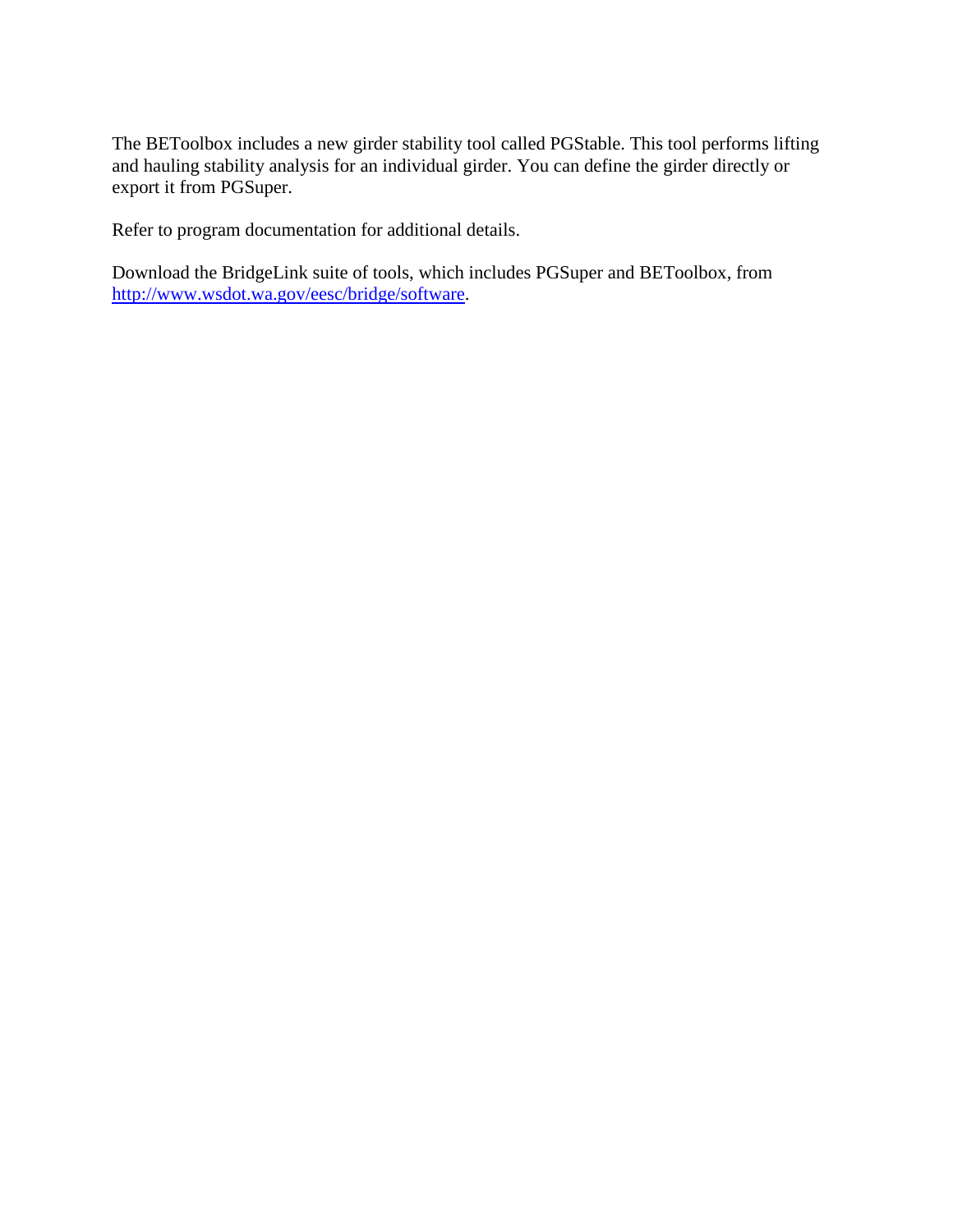The BEToolbox includes a new girder stability tool called PGStable. This tool performs lifting and hauling stability analysis for an individual girder. You can define the girder directly or export it from PGSuper.

Refer to program documentation for additional details.

Download the BridgeLink suite of tools, which includes PGSuper and BEToolbox, from [http://www.wsdot.wa.gov/eesc/bridge/software](http://www.wsdot.wa.gov/eesc/bridge/software).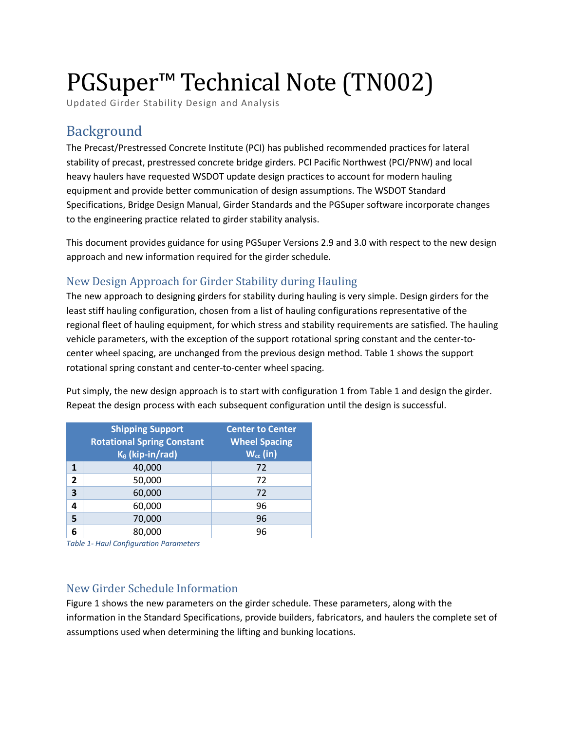# PGSuper™ Technical Note (TN002)

Updated Girder Stability Design and Analysis

## Background

The Precast/Prestressed Concrete Institute (PCI) has published recommended practices for lateral stability of precast, prestressed concrete bridge girders. PCI Pacific Northwest (PCI/PNW) and local heavy haulers have requested WSDOT update design practices to account for modern hauling equipment and provide better communication of design assumptions. The WSDOT Standard Specifications, Bridge Design Manual, Girder Standards and the PGSuper software incorporate changes to the engineering practice related to girder stability analysis.

This document provides guidance for using PGSuper Versions 2.9 and 3.0 with respect to the new design approach and new information required for the girder schedule.

### New Design Approach for Girder Stability during Hauling

The new approach to designing girders for stability during hauling is very simple. Design girders for the least stiff hauling configuration, chosen from a list of hauling configurations representative of the regional fleet of hauling equipment, for which stress and stability requirements are satisfied. The hauling vehicle parameters, with the exception of the support rotational spring constant and the center-to-center wheel spacing, are unchanged from the previous design method. Table 1 shows the support rotational spring constant and center-to-center wheel spacing.

Put simply, the new design approach is to start with configuration 1 from Table 1 and design the girder. Repeat the design process with each subsequent configuration until the design is successful.

| | Shipping Support Rotational Spring Constant $K_\theta$ (kip-in/rad) | Center to Center Wheel Spacing $W_{cc}$ (in) |
|---|---|---|
| **1** | 40,000 | 72 |
| **2** | 50,000 | 72 |
| **3** | 60,000 | 72 |
| **4** | 60,000 | 96 |
| **5** | 70,000 | 96 |
| **6** | 80,000 | 96 |

*Table 1- Haul Configuration Parameters*

### New Girder Schedule Information

Figure 1 shows the new parameters on the girder schedule. These parameters, along with the information in the Standard Specifications, provide builders, fabricators, and haulers the complete set of assumptions used when determining the lifting and bunking locations.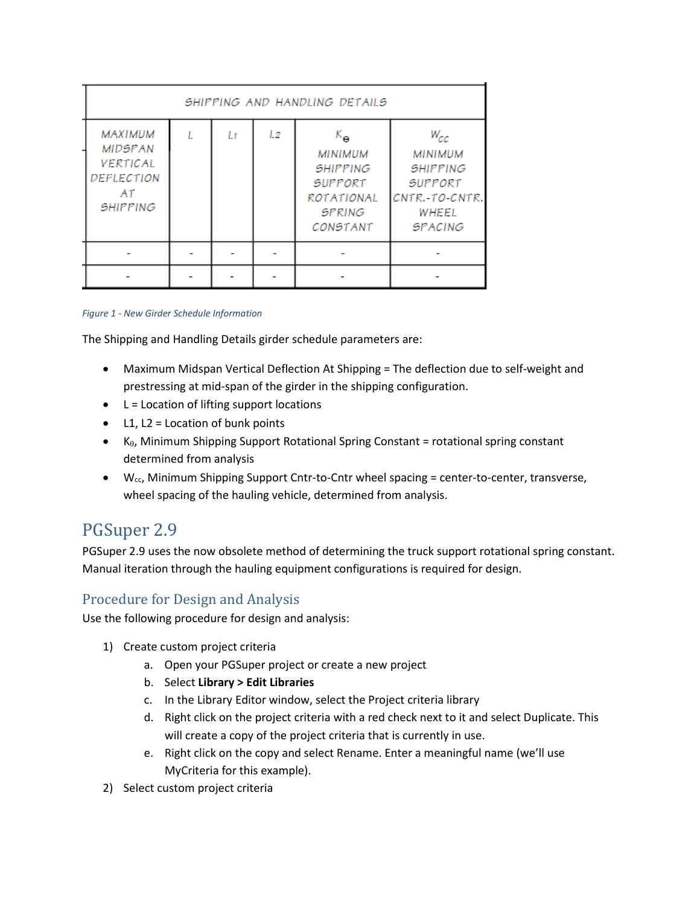| SHIPPING AND HANDLING DETAILS | | | | | |
|---|---|---|---|---|---|
| MAXIMUM MIDSPAN VERTICAL DEFLECTION AT SHIPPING | L | L1 | L2 | $K_\theta$ MINIMUM SHIPPING SUPPORT ROTATIONAL SPRING CONSTANT | $W_{cc}$ MINIMUM SHIPPING SUPPORT CNTR.-TO-CNTR. WHEEL SPACING |
| - | - | - | - | - | - |
| - | - | - | - | - | - |

*Figure 1 - New Girder Schedule Information*

The Shipping and Handling Details girder schedule parameters are:

- Maximum Midspan Vertical Deflection At Shipping = The deflection due to self-weight and prestressing at mid-span of the girder in the shipping configuration.
- L = Location of lifting support locations
- L1, L2 = Location of bunk points
- $K_\theta$, Minimum Shipping Support Rotational Spring Constant = rotational spring constant determined from analysis
- $W_{cc}$, Minimum Shipping Support Cntr-to-Cntr wheel spacing = center-to-center, transverse, wheel spacing of the hauling vehicle, determined from analysis.

# PGSuper 2.9

PGSuper 2.9 uses the now obsolete method of determining the truck support rotational spring constant. Manual iteration through the hauling equipment configurations is required for design.

## Procedure for Design and Analysis

Use the following procedure for design and analysis:

1) Create custom project criteria
    a. Open your PGSuper project or create a new project
    b. Select **Library > Edit Libraries**
    c. In the Library Editor window, select the Project criteria library
    d. Right click on the project criteria with a red check next to it and select Duplicate. This will create a copy of the project criteria that is currently in use.
    e. Right click on the copy and select Rename. Enter a meaningful name (we'll use MyCriteria for this example).
2) Select custom project criteria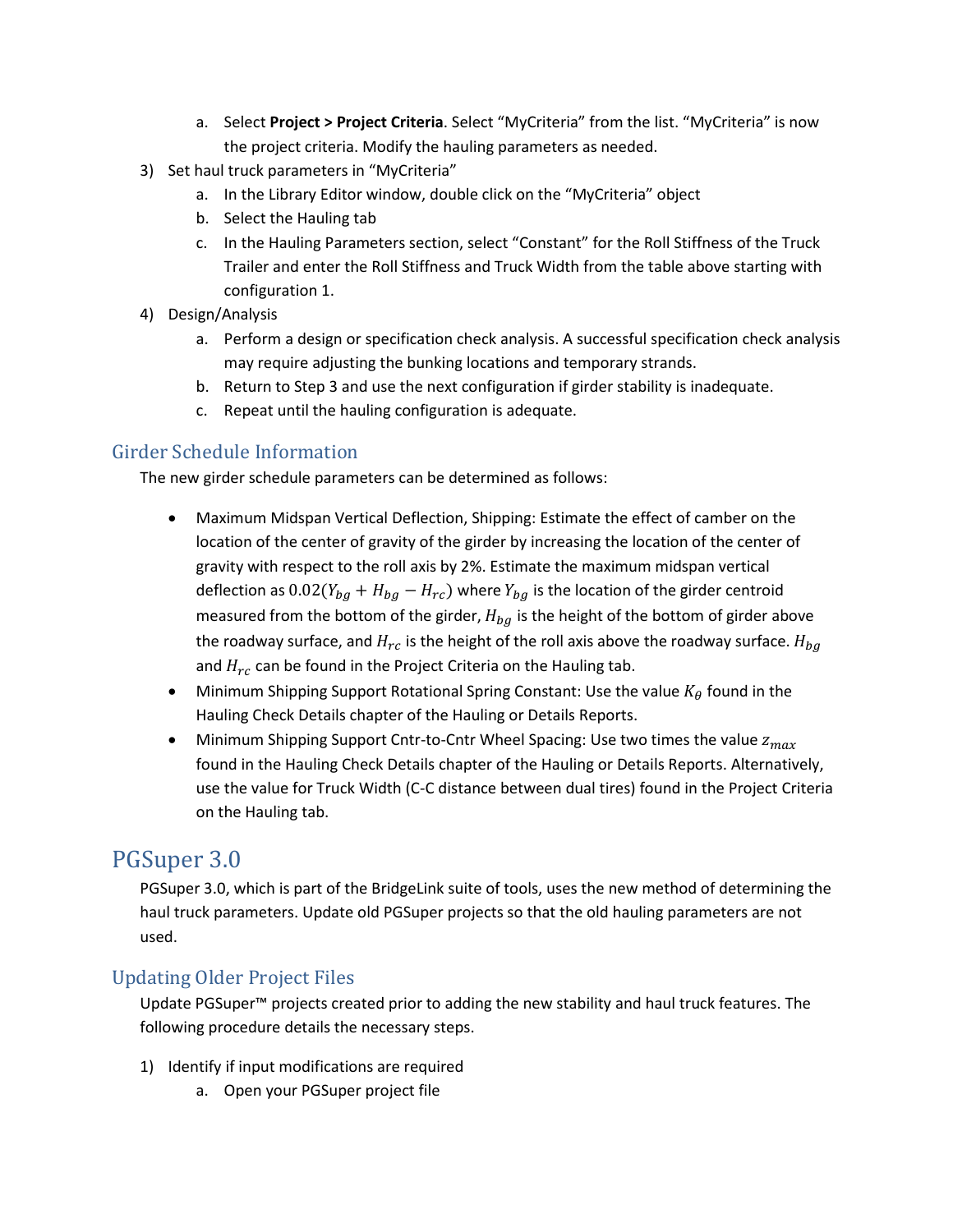a. Select **Project > Project Criteria**. Select "MyCriteria" from the list. "MyCriteria" is now the project criteria. Modify the hauling parameters as needed.

3) Set haul truck parameters in "MyCriteria"
   a. In the Library Editor window, double click on the "MyCriteria" object
   b. Select the Hauling tab
   c. In the Hauling Parameters section, select "Constant" for the Roll Stiffness of the Truck Trailer and enter the Roll Stiffness and Truck Width from the table above starting with configuration 1.
4) Design/Analysis
   a. Perform a design or specification check analysis. A successful specification check analysis may require adjusting the bunking locations and temporary strands.
   b. Return to Step 3 and use the next configuration if girder stability is inadequate.
   c. Repeat until the hauling configuration is adequate.

## Girder Schedule Information

The new girder schedule parameters can be determined as follows:

- Maximum Midspan Vertical Deflection, Shipping: Estimate the effect of camber on the location of the center of gravity of the girder by increasing the location of the center of gravity with respect to the roll axis by 2%. Estimate the maximum midspan vertical deflection as $0.02(Y_{bg} + H_{bg} - H_{rc})$ where $Y_{bg}$ is the location of the girder centroid measured from the bottom of the girder, $H_{bg}$ is the height of the bottom of girder above the roadway surface, and $H_{rc}$ is the height of the roll axis above the roadway surface. $H_{bg}$ and $H_{rc}$ can be found in the Project Criteria on the Hauling tab.
- Minimum Shipping Support Rotational Spring Constant: Use the value $K_\theta$ found in the Hauling Check Details chapter of the Hauling or Details Reports.
- Minimum Shipping Support Cntr-to-Cntr Wheel Spacing: Use two times the value $z_{max}$ found in the Hauling Check Details chapter of the Hauling or Details Reports. Alternatively, use the value for Truck Width (C-C distance between dual tires) found in the Project Criteria on the Hauling tab.

# PGSuper 3.0

PGSuper 3.0, which is part of the BridgeLink suite of tools, uses the new method of determining the haul truck parameters. Update old PGSuper projects so that the old hauling parameters are not used.

## Updating Older Project Files

Update PGSuper™ projects created prior to adding the new stability and haul truck features. The following procedure details the necessary steps.

1) Identify if input modifications are required
   a. Open your PGSuper project file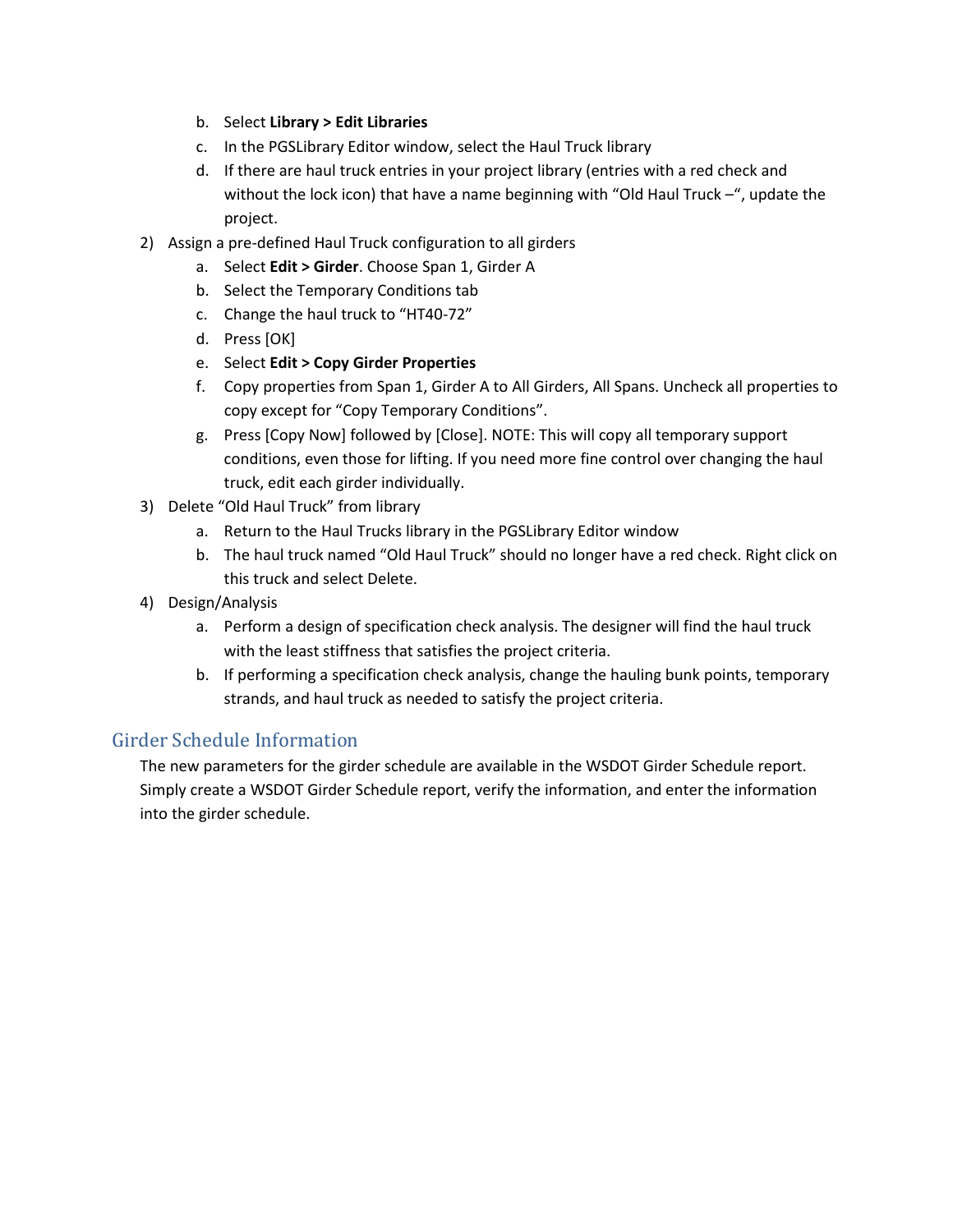b. Select **Library > Edit Libraries**
   c. In the PGSLibrary Editor window, select the Haul Truck library
   d. If there are haul truck entries in your project library (entries with a red check and without the lock icon) that have a name beginning with "Old Haul Truck –", update the project.

2) Assign a pre-defined Haul Truck configuration to all girders
   a. Select **Edit > Girder**. Choose Span 1, Girder A
   b. Select the Temporary Conditions tab
   c. Change the haul truck to "HT40-72"
   d. Press [OK]
   e. Select **Edit > Copy Girder Properties**
   f. Copy properties from Span 1, Girder A to All Girders, All Spans. Uncheck all properties to copy except for "Copy Temporary Conditions".
   g. Press [Copy Now] followed by [Close]. NOTE: This will copy all temporary support conditions, even those for lifting. If you need more fine control over changing the haul truck, edit each girder individually.

3) Delete "Old Haul Truck" from library
   a. Return to the Haul Trucks library in the PGSLibrary Editor window
   b. The haul truck named "Old Haul Truck" should no longer have a red check. Right click on this truck and select Delete.

4) Design/Analysis
   a. Perform a design of specification check analysis. The designer will find the haul truck with the least stiffness that satisfies the project criteria.
   b. If performing a specification check analysis, change the hauling bunk points, temporary strands, and haul truck as needed to satisfy the project criteria.

## Girder Schedule Information

The new parameters for the girder schedule are available in the WSDOT Girder Schedule report. Simply create a WSDOT Girder Schedule report, verify the information, and enter the information into the girder schedule.